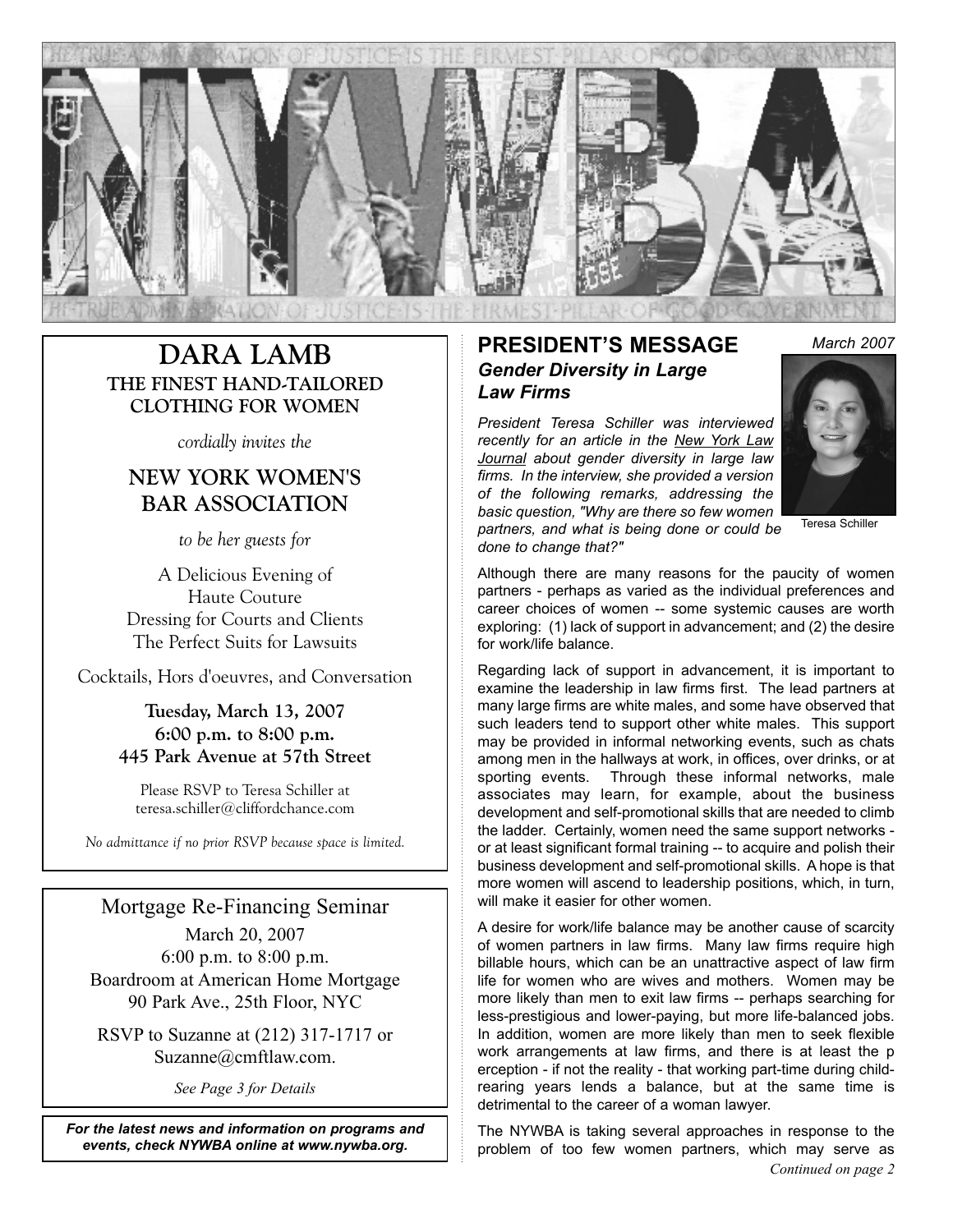# NYWBA

THE TRUE ADMINISTRATION OF JUSTICE IS THE FIRMEST PILLAR OF GOOD GOVERNMENT

## DARA LAMB

### THE FINEST HAND-TAILORED CLOTHING FOR WOMEN

*cordially invites the*

### NEW YORK WOMEN'S BAR ASSOCIATION

*to be her guests for*

A Delicious Evening of
Haute Couture
Dressing for Courts and Clients
The Perfect Suits for Lawsuits

Cocktails, Hors d'oeuvres, and Conversation

**Tuesday, March 13, 2007**
**6:00 p.m. to 8:00 p.m.**
**445 Park Avenue at 57th Street**

Please RSVP to Teresa Schiller at
teresa.schiller@cliffordchance.com

*No admittance if no prior RSVP because space is limited.*

## Mortgage Re-Financing Seminar

March 20, 2007
6:00 p.m. to 8:00 p.m.
Boardroom at American Home Mortgage
90 Park Ave., 25th Floor, NYC

RSVP to Suzanne at (212) 317-1717 or
Suzanne@cmftlaw.com.

*See Page 3 for Details*

***For the latest news and information on programs and events, check NYWBA online at www.nywba.org.***

## PRESIDENT'S MESSAGE

*March 2007*

### *Gender Diversity in Large Law Firms*

Teresa Schiller

*President Teresa Schiller was interviewed recently for an article in the New York Law Journal about gender diversity in large law firms. In the interview, she provided a version of the following remarks, addressing the basic question, "Why are there so few women partners, and what is being done or could be done to change that?"*

Although there are many reasons for the paucity of women partners - perhaps as varied as the individual preferences and career choices of women -- some systemic causes are worth exploring: (1) lack of support in advancement; and (2) the desire for work/life balance.

Regarding lack of support in advancement, it is important to examine the leadership in law firms first. The lead partners at many large firms are white males, and some have observed that such leaders tend to support other white males. This support may be provided in informal networking events, such as chats among men in the hallways at work, in offices, over drinks, or at sporting events. Through these informal networks, male associates may learn, for example, about the business development and self-promotional skills that are needed to climb the ladder. Certainly, women need the same support networks - or at least significant formal training -- to acquire and polish their business development and self-promotional skills. A hope is that more women will ascend to leadership positions, which, in turn, will make it easier for other women.

A desire for work/life balance may be another cause of scarcity of women partners in law firms. Many law firms require high billable hours, which can be an unattractive aspect of law firm life for women who are wives and mothers. Women may be more likely than men to exit law firms -- perhaps searching for less-prestigious and lower-paying, but more life-balanced jobs. In addition, women are more likely than men to seek flexible work arrangements at law firms, and there is at least the p erception - if not the reality - that working part-time during child-rearing years lends a balance, but at the same time is detrimental to the career of a woman lawyer.

The NYWBA is taking several approaches in response to the problem of too few women partners, which may serve as

*Continued on page 2*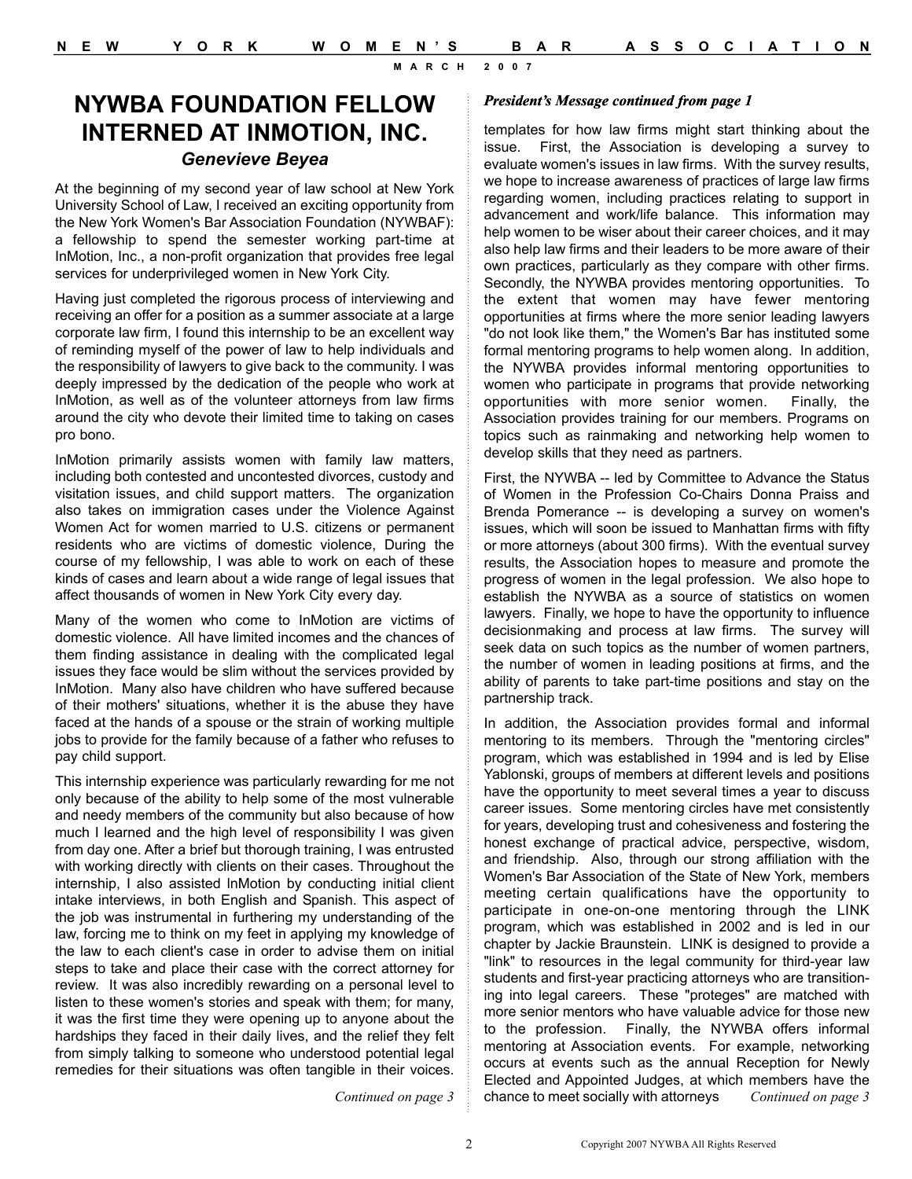# NYWBA FOUNDATION FELLOW INTERNED AT INMOTION, INC.

### *Genevieve Beyea*

At the beginning of my second year of law school at New York University School of Law, I received an exciting opportunity from the New York Women's Bar Association Foundation (NYWBAF): a fellowship to spend the semester working part-time at InMotion, Inc., a non-profit organization that provides free legal services for underprivileged women in New York City.

Having just completed the rigorous process of interviewing and receiving an offer for a position as a summer associate at a large corporate law firm, I found this internship to be an excellent way of reminding myself of the power of law to help individuals and the responsibility of lawyers to give back to the community. I was deeply impressed by the dedication of the people who work at InMotion, as well as of the volunteer attorneys from law firms around the city who devote their limited time to taking on cases pro bono.

InMotion primarily assists women with family law matters, including both contested and uncontested divorces, custody and visitation issues, and child support matters. The organization also takes on immigration cases under the Violence Against Women Act for women married to U.S. citizens or permanent residents who are victims of domestic violence, During the course of my fellowship, I was able to work on each of these kinds of cases and learn about a wide range of legal issues that affect thousands of women in New York City every day.

Many of the women who come to InMotion are victims of domestic violence. All have limited incomes and the chances of them finding assistance in dealing with the complicated legal issues they face would be slim without the services provided by InMotion. Many also have children who have suffered because of their mothers' situations, whether it is the abuse they have faced at the hands of a spouse or the strain of working multiple jobs to provide for the family because of a father who refuses to pay child support.

This internship experience was particularly rewarding for me not only because of the ability to help some of the most vulnerable and needy members of the community but also because of how much I learned and the high level of responsibility I was given from day one. After a brief but thorough training, I was entrusted with working directly with clients on their cases. Throughout the internship, I also assisted InMotion by conducting initial client intake interviews, in both English and Spanish. This aspect of the job was instrumental in furthering my understanding of the law, forcing me to think on my feet in applying my knowledge of the law to each client's case in order to advise them on initial steps to take and place their case with the correct attorney for review. It was also incredibly rewarding on a personal level to listen to these women's stories and speak with them; for many, it was the first time they were opening up to anyone about the hardships they faced in their daily lives, and the relief they felt from simply talking to someone who understood potential legal remedies for their situations was often tangible in their voices.

*Continued on page 3*

***President's Message continued from page 1***

templates for how law firms might start thinking about the issue. First, the Association is developing a survey to evaluate women's issues in law firms. With the survey results, we hope to increase awareness of practices of large law firms regarding women, including practices relating to support in advancement and work/life balance. This information may help women to be wiser about their career choices, and it may also help law firms and their leaders to be more aware of their own practices, particularly as they compare with other firms. Secondly, the NYWBA provides mentoring opportunities. To the extent that women may have fewer mentoring opportunities at firms where the more senior leading lawyers "do not look like them," the Women's Bar has instituted some formal mentoring programs to help women along. In addition, the NYWBA provides informal mentoring opportunities to women who participate in programs that provide networking opportunities with more senior women. Finally, the Association provides training for our members. Programs on topics such as rainmaking and networking help women to develop skills that they need as partners.

First, the NYWBA -- led by Committee to Advance the Status of Women in the Profession Co-Chairs Donna Praiss and Brenda Pomerance -- is developing a survey on women's issues, which will soon be issued to Manhattan firms with fifty or more attorneys (about 300 firms). With the eventual survey results, the Association hopes to measure and promote the progress of women in the legal profession. We also hope to establish the NYWBA as a source of statistics on women lawyers. Finally, we hope to have the opportunity to influence decisionmaking and process at law firms. The survey will seek data on such topics as the number of women partners, the number of women in leading positions at firms, and the ability of parents to take part-time positions and stay on the partnership track.

In addition, the Association provides formal and informal mentoring to its members. Through the "mentoring circles" program, which was established in 1994 and is led by Elise Yablonski, groups of members at different levels and positions have the opportunity to meet several times a year to discuss career issues. Some mentoring circles have met consistently for years, developing trust and cohesiveness and fostering the honest exchange of practical advice, perspective, wisdom, and friendship. Also, through our strong affiliation with the Women's Bar Association of the State of New York, members meeting certain qualifications have the opportunity to participate in one-on-one mentoring through the LINK program, which was established in 2002 and is led in our chapter by Jackie Braunstein. LINK is designed to provide a "link" to resources in the legal community for third-year law students and first-year practicing attorneys who are transitioning into legal careers. These "proteges" are matched with more senior mentors who have valuable advice for those new to the profession. Finally, the NYWBA offers informal mentoring at Association events. For example, networking occurs at events such as the annual Reception for Newly Elected and Appointed Judges, at which members have the chance to meet socially with attorneys

*Continued on page 3*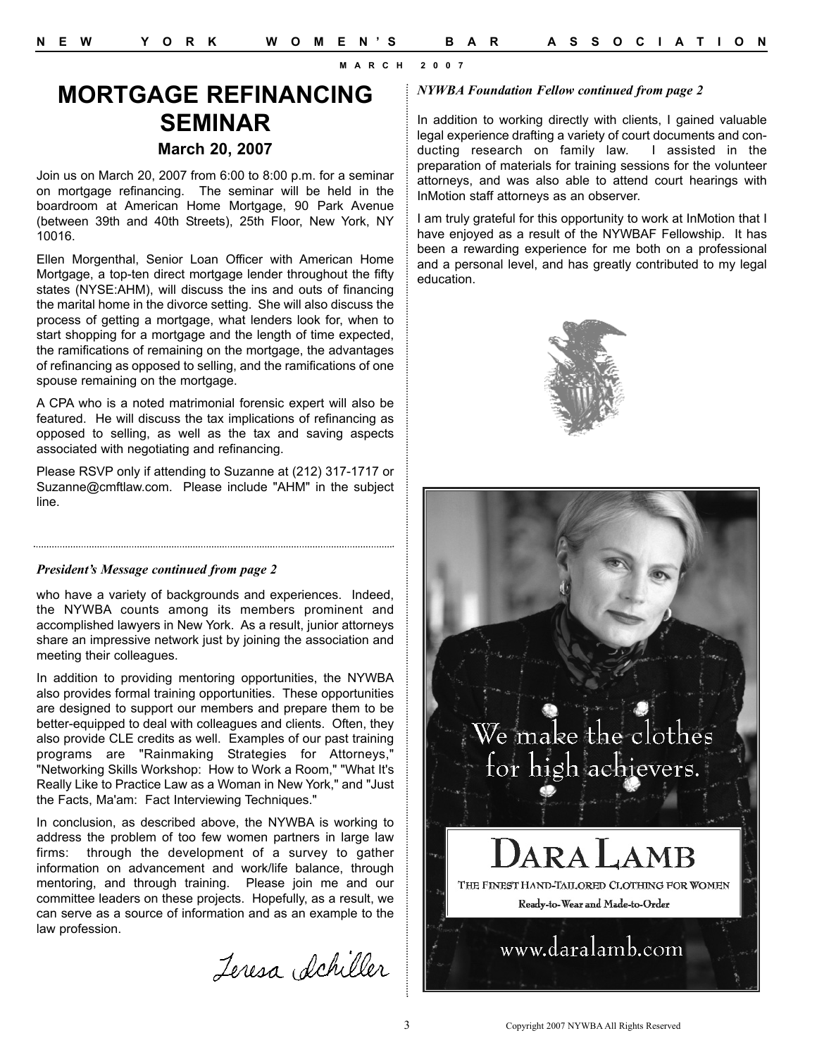# MORTGAGE REFINANCING SEMINAR

### March 20, 2007

Join us on March 20, 2007 from 6:00 to 8:00 p.m. for a seminar on mortgage refinancing. The seminar will be held in the boardroom at American Home Mortgage, 90 Park Avenue (between 39th and 40th Streets), 25th Floor, New York, NY 10016.

Ellen Morgenthal, Senior Loan Officer with American Home Mortgage, a top-ten direct mortgage lender throughout the fifty states (NYSE:AHM), will discuss the ins and outs of financing the marital home in the divorce setting. She will also discuss the process of getting a mortgage, what lenders look for, when to start shopping for a mortgage and the length of time expected, the ramifications of remaining on the mortgage, the advantages of refinancing as opposed to selling, and the ramifications of one spouse remaining on the mortgage.

A CPA who is a noted matrimonial forensic expert will also be featured. He will discuss the tax implications of refinancing as opposed to selling, as well as the tax and saving aspects associated with negotiating and refinancing.

Please RSVP only if attending to Suzanne at (212) 317-1717 or Suzanne@cmftlaw.com. Please include "AHM" in the subject line.

***President's Message continued from page 2***

who have a variety of backgrounds and experiences. Indeed, the NYWBA counts among its members prominent and accomplished lawyers in New York. As a result, junior attorneys share an impressive network just by joining the association and meeting their colleagues.

In addition to providing mentoring opportunities, the NYWBA also provides formal training opportunities. These opportunities are designed to support our members and prepare them to be better-equipped to deal with colleagues and clients. Often, they also provide CLE credits as well. Examples of our past training programs are "Rainmaking Strategies for Attorneys," "Networking Skills Workshop: How to Work a Room," "What It's Really Like to Practice Law as a Woman in New York," and "Just the Facts, Ma'am: Fact Interviewing Techniques."

In conclusion, as described above, the NYWBA is working to address the problem of too few women partners in large law firms: through the development of a survey to gather information on advancement and work/life balance, through mentoring, and through training. Please join me and our committee leaders on these projects. Hopefully, as a result, we can serve as a source of information and as an example to the law profession.

Teresa Schiller

***NYWBA Foundation Fellow continued from page 2***

In addition to working directly with clients, I gained valuable legal experience drafting a variety of court documents and conducting research on family law. I assisted in the preparation of materials for training sessions for the volunteer attorneys, and was also able to attend court hearings with InMotion staff attorneys as an observer.

I am truly grateful for this opportunity to work at InMotion that I have enjoyed as a result of the NYWBAF Fellowship. It has been a rewarding experience for me both on a professional and a personal level, and has greatly contributed to my legal education.

We make the clothes for high achievers.

DARA LAMB

THE FINEST HAND-TAILORED CLOTHING FOR WOMEN

Ready-to-Wear and Made-to-Order

www.daralamb.com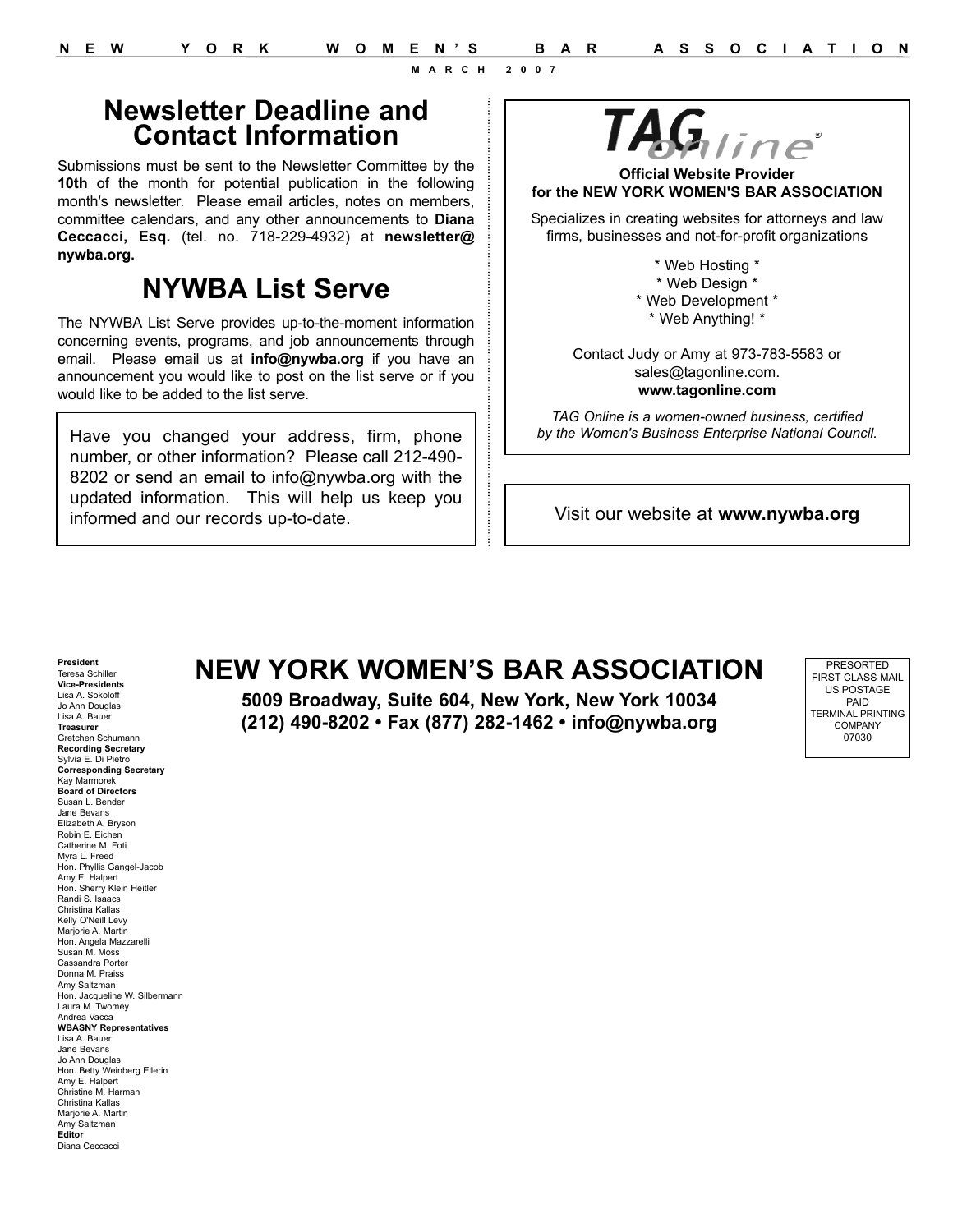## Newsletter Deadline and Contact Information

Submissions must be sent to the Newsletter Committee by the **10th** of the month for potential publication in the following month's newsletter. Please email articles, notes on members, committee calendars, and any other announcements to **Diana Ceccacci, Esq.** (tel. no. 718-229-4932) at **newsletter@nywba.org.**

## NYWBA List Serve

The NYWBA List Serve provides up-to-the-moment information concerning events, programs, and job announcements through email. Please email us at **info@nywba.org** if you have an announcement you would like to post on the list serve or if you would like to be added to the list serve.

Have you changed your address, firm, phone number, or other information? Please call 212-490-8202 or send an email to info@nywba.org with the updated information. This will help us keep you informed and our records up-to-date.

**TAG online**

**Official Website Provider for the NEW YORK WOMEN'S BAR ASSOCIATION**

Specializes in creating websites for attorneys and law firms, businesses and not-for-profit organizations

* Web Hosting *
* Web Design *
* Web Development *
* Web Anything! *

Contact Judy or Amy at 973-783-5583 or sales@tagonline.com.
**www.tagonline.com**

*TAG Online is a women-owned business, certified by the Women's Business Enterprise National Council.*

Visit our website at **www.nywba.org**

**President**
Teresa Schiller
**Vice-Presidents**
Lisa A. Sokoloff
Jo Ann Douglas
Lisa A. Bauer
**Treasurer**
Gretchen Schumann
**Recording Secretary**
Sylvia E. Di Pietro
**Corresponding Secretary**
Kay Marmorek
**Board of Directors**
Susan L. Bender
Jane Bevans
Elizabeth A. Bryson
Robin E. Eichen
Catherine M. Foti
Myra L. Freed
Hon. Phyllis Gangel-Jacob
Amy E. Halpert
Hon. Sherry Klein Heitler
Randi S. Isaacs
Christina Kallas
Kelly O'Neill Levy
Marjorie A. Martin
Hon. Angela Mazzarelli
Susan M. Moss
Cassandra Porter
Donna M. Praiss
Amy Saltzman
Hon. Jacqueline W. Silbermann
Laura M. Twomey
Andrea Vacca
**WBASNY Representatives**
Lisa A. Bauer
Jane Bevans
Jo Ann Douglas
Hon. Betty Weinberg Ellerin
Amy E. Halpert
Christine M. Harman
Christina Kallas
Marjorie A. Martin
Amy Saltzman
**Editor**
Diana Ceccacci

## NEW YORK WOMEN'S BAR ASSOCIATION

**5009 Broadway, Suite 604, New York, New York 10034**
**(212) 490-8202 • Fax (877) 282-1462 • info@nywba.org**

PRESORTED
FIRST CLASS MAIL
US POSTAGE
PAID
TERMINAL PRINTING
COMPANY
07030